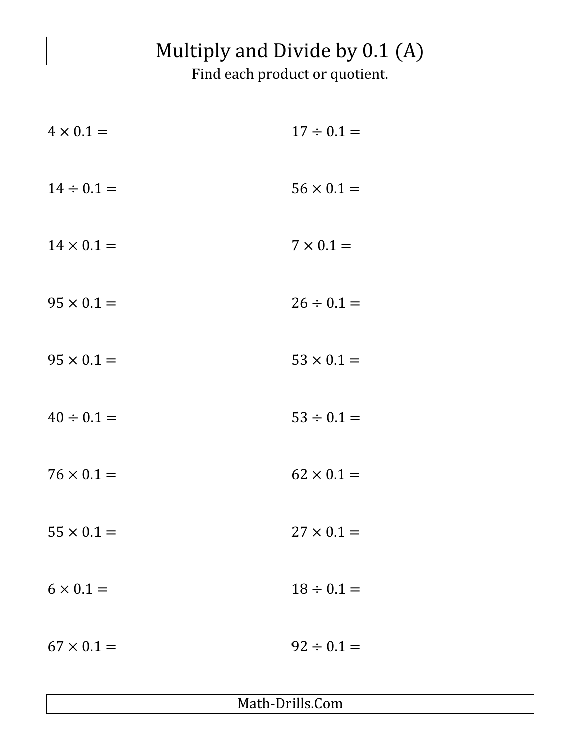# Multiply and Divide by 0.1 (A)

Find each product or quotient.

$4 \times 0.1 =$

$17 \div 0.1 =$

$14 \div 0.1 =$

$56 \times 0.1 =$

$14 \times 0.1 =$

$7 \times 0.1 =$

$95 \times 0.1 =$

$26 \div 0.1 =$

$95 \times 0.1 =$

$53 \times 0.1 =$

$40 \div 0.1 =$

$53 \div 0.1 =$

$76 \times 0.1 =$

$62 \times 0.1 =$

$55 \times 0.1 =$

$27 \times 0.1 =$

$6 \times 0.1 =$

$18 \div 0.1 =$

$67 \times 0.1 =$

$92 \div 0.1 =$

Math-Drills.Com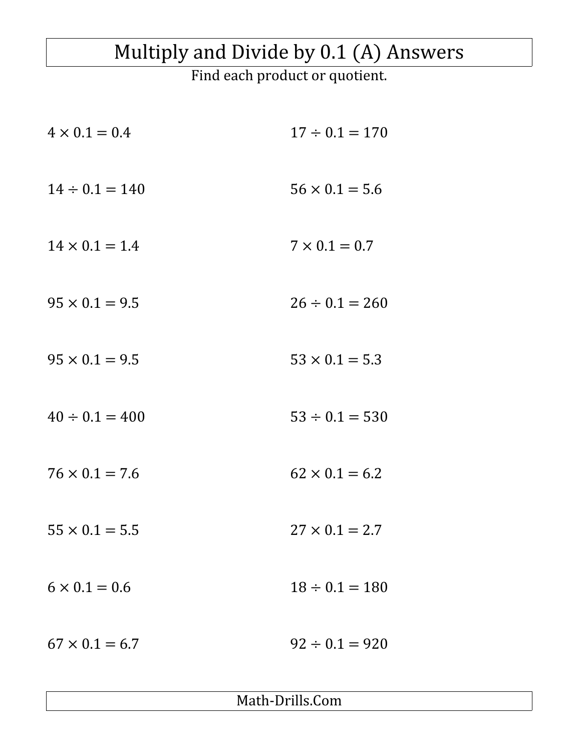# Multiply and Divide by 0.1 (A) Answers

Find each product or quotient.

$4 \times 0.1 = 0.4$

$17 \div 0.1 = 170$

$14 \div 0.1 = 140$

$56 \times 0.1 = 5.6$

$14 \times 0.1 = 1.4$

$7 \times 0.1 = 0.7$

$95 \times 0.1 = 9.5$

$26 \div 0.1 = 260$

$95 \times 0.1 = 9.5$

$53 \times 0.1 = 5.3$

$40 \div 0.1 = 400$

$53 \div 0.1 = 530$

$76 \times 0.1 = 7.6$

$62 \times 0.1 = 6.2$

$55 \times 0.1 = 5.5$

$27 \times 0.1 = 2.7$

$6 \times 0.1 = 0.6$

$18 \div 0.1 = 180$

$67 \times 0.1 = 6.7$

$92 \div 0.1 = 920$

Math-Drills.Com